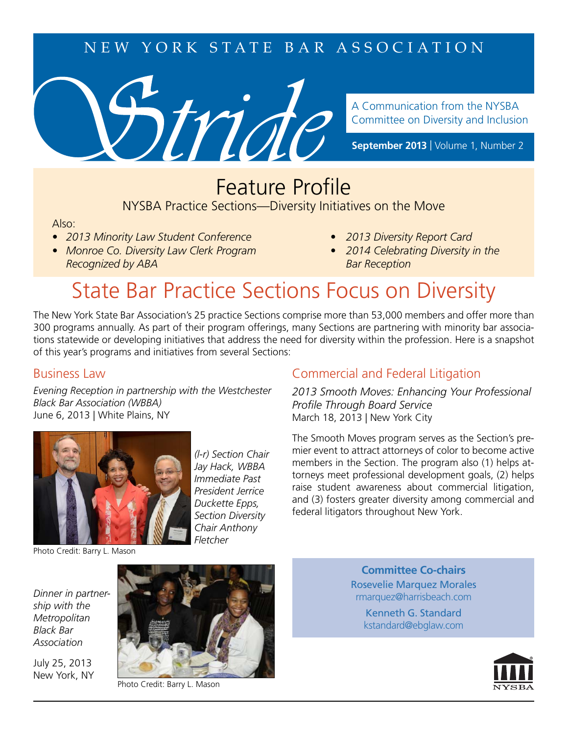NEW YORK STATE BAR ASSOCIATION

# Stride

A Communication from the NYSBA Committee on Diversity and Inclusion

**September 2013** | Volume 1, Number 2

## Feature Profile

NYSBA Practice Sections—Diversity Initiatives on the Move

Also:

- *2013 Minority Law Student Conference*
- *Monroe Co. Diversity Law Clerk Program Recognized by ABA*
- *2013 Diversity Report Card*
- *2014 Celebrating Diversity in the Bar Reception*

# State Bar Practice Sections Focus on Diversity

The New York State Bar Association's 25 practice Sections comprise more than 53,000 members and offer more than 300 programs annually. As part of their program offerings, many Sections are partnering with minority bar associations statewide or developing initiatives that address the need for diversity within the profession. Here is a snapshot of this year's programs and initiatives from several Sections:

## Business Law

*Evening Reception in partnership with the Westchester Black Bar Association (WBBA)*
June 6, 2013 | White Plains, NY

*(l-r) Section Chair Jay Hack, WBBA Immediate Past President Jerrice Duckette Epps, Section Diversity Chair Anthony Fletcher*

Photo Credit: Barry L. Mason

*Dinner in partnership with the Metropolitan Black Bar Association*

July 25, 2013
New York, NY

Photo Credit: Barry L. Mason

## Commercial and Federal Litigation

*2013 Smooth Moves: Enhancing Your Professional Profile Through Board Service*
March 18, 2013 | New York City

The Smooth Moves program serves as the Section's premier event to attract attorneys of color to become active members in the Section. The program also (1) helps attorneys meet professional development goals, (2) helps raise student awareness about commercial litigation, and (3) fosters greater diversity among commercial and federal litigators throughout New York.

**Committee Co-chairs**

Rosevelie Marquez Morales
rmarquez@harrisbeach.com

Kenneth G. Standard
kstandard@ebglaw.com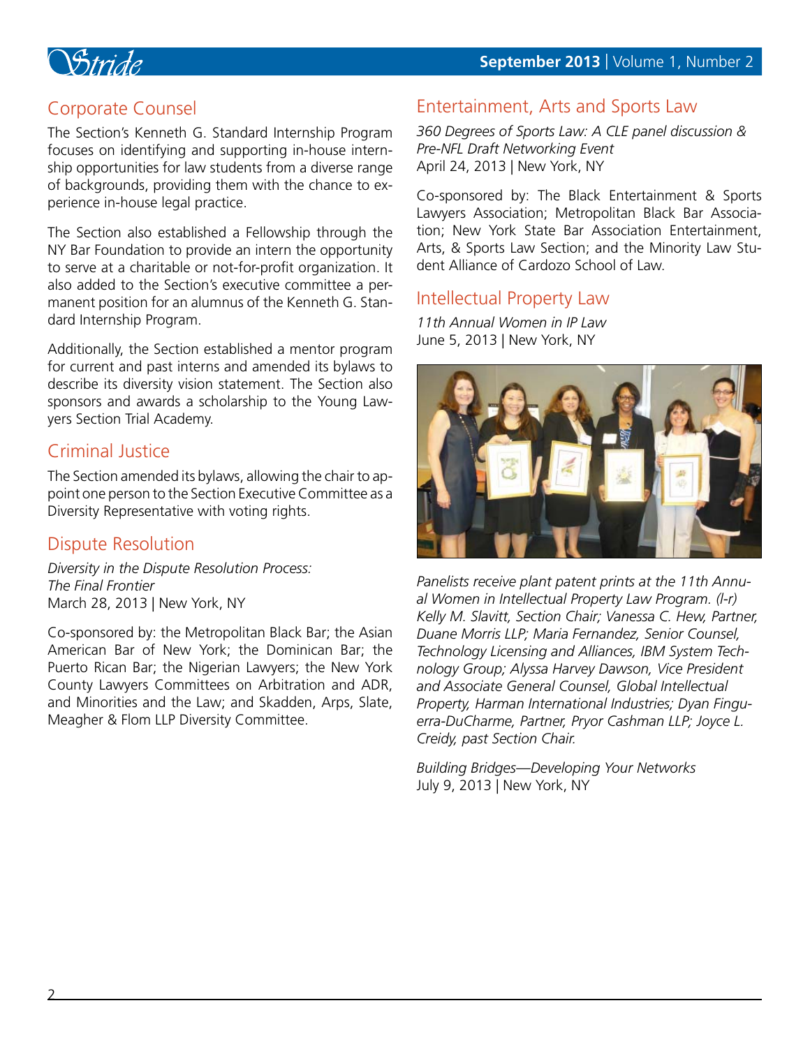## Corporate Counsel

The Section's Kenneth G. Standard Internship Program focuses on identifying and supporting in-house internship opportunities for law students from a diverse range of backgrounds, providing them with the chance to experience in-house legal practice.

The Section also established a Fellowship through the NY Bar Foundation to provide an intern the opportunity to serve at a charitable or not-for-profit organization. It also added to the Section's executive committee a permanent position for an alumnus of the Kenneth G. Standard Internship Program.

Additionally, the Section established a mentor program for current and past interns and amended its bylaws to describe its diversity vision statement. The Section also sponsors and awards a scholarship to the Young Lawyers Section Trial Academy.

## Criminal Justice

The Section amended its bylaws, allowing the chair to appoint one person to the Section Executive Committee as a Diversity Representative with voting rights.

## Dispute Resolution

*Diversity in the Dispute Resolution Process: The Final Frontier*
March 28, 2013 | New York, NY

Co-sponsored by: the Metropolitan Black Bar; the Asian American Bar of New York; the Dominican Bar; the Puerto Rican Bar; the Nigerian Lawyers; the New York County Lawyers Committees on Arbitration and ADR, and Minorities and the Law; and Skadden, Arps, Slate, Meagher & Flom LLP Diversity Committee.

## Entertainment, Arts and Sports Law

*360 Degrees of Sports Law: A CLE panel discussion & Pre-NFL Draft Networking Event*
April 24, 2013 | New York, NY

Co-sponsored by: The Black Entertainment & Sports Lawyers Association; Metropolitan Black Bar Association; New York State Bar Association Entertainment, Arts, & Sports Law Section; and the Minority Law Student Alliance of Cardozo School of Law.

## Intellectual Property Law

*11th Annual Women in IP Law*
June 5, 2013 | New York, NY

*Panelists receive plant patent prints at the 11th Annual Women in Intellectual Property Law Program. (l-r) Kelly M. Slavitt, Section Chair; Vanessa C. Hew, Partner, Duane Morris LLP; Maria Fernandez, Senior Counsel, Technology Licensing and Alliances, IBM System Technology Group; Alyssa Harvey Dawson, Vice President and Associate General Counsel, Global Intellectual Property, Harman International Industries; Dyan Finguerra-DuCharme, Partner, Pryor Cashman LLP; Joyce L. Creidy, past Section Chair.*

*Building Bridges—Developing Your Networks*
July 9, 2013 | New York, NY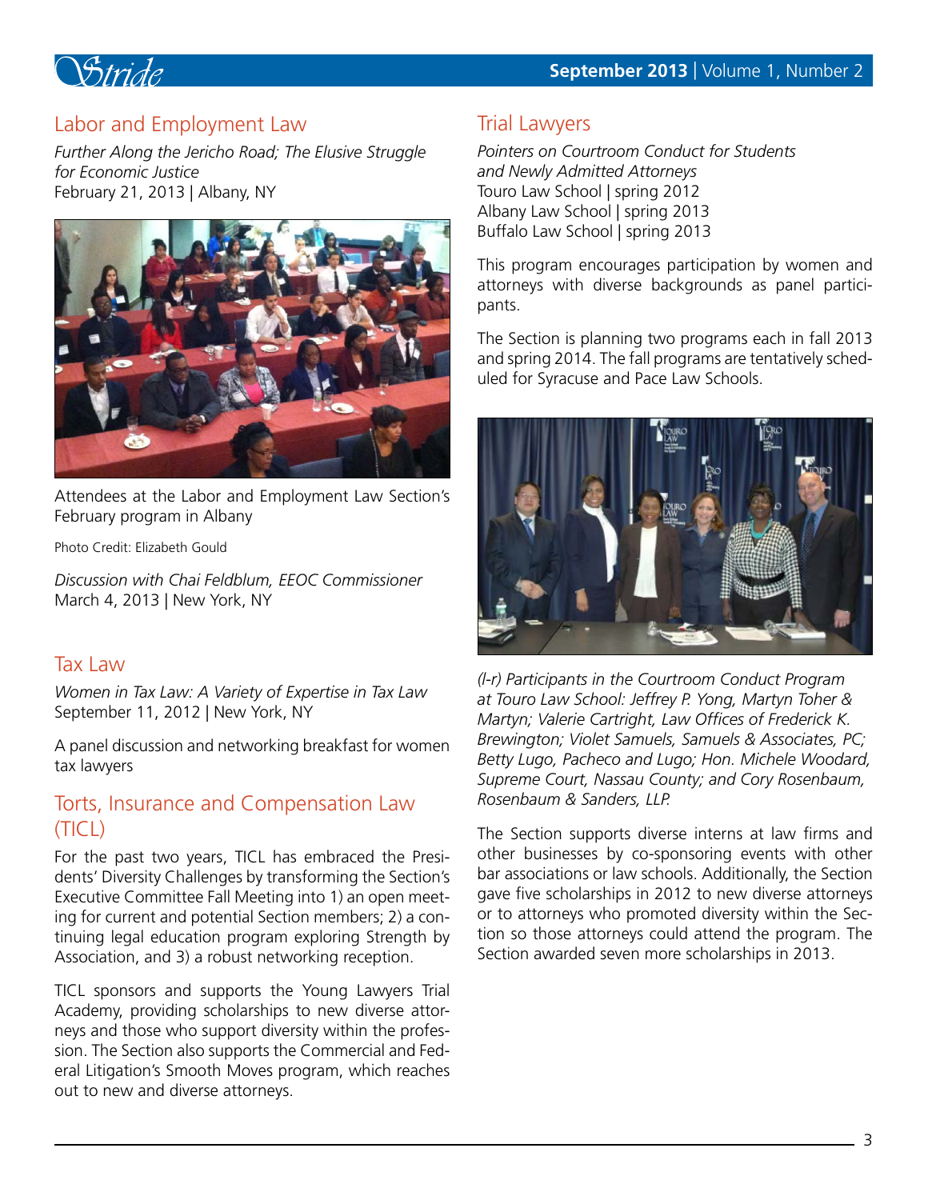## Labor and Employment Law

*Further Along the Jericho Road; The Elusive Struggle for Economic Justice*
February 21, 2013 | Albany, NY

Attendees at the Labor and Employment Law Section's February program in Albany

Photo Credit: Elizabeth Gould

*Discussion with Chai Feldblum, EEOC Commissioner*
March 4, 2013 | New York, NY

## Tax Law

*Women in Tax Law: A Variety of Expertise in Tax Law*
September 11, 2012 | New York, NY

A panel discussion and networking breakfast for women tax lawyers

## Torts, Insurance and Compensation Law (TICL)

For the past two years, TICL has embraced the Presidents' Diversity Challenges by transforming the Section's Executive Committee Fall Meeting into 1) an open meeting for current and potential Section members; 2) a continuing legal education program exploring Strength by Association, and 3) a robust networking reception.

TICL sponsors and supports the Young Lawyers Trial Academy, providing scholarships to new diverse attorneys and those who support diversity within the profession. The Section also supports the Commercial and Federal Litigation's Smooth Moves program, which reaches out to new and diverse attorneys.

## Trial Lawyers

*Pointers on Courtroom Conduct for Students and Newly Admitted Attorneys*
Touro Law School | spring 2012
Albany Law School | spring 2013
Buffalo Law School | spring 2013

This program encourages participation by women and attorneys with diverse backgrounds as panel participants.

The Section is planning two programs each in fall 2013 and spring 2014. The fall programs are tentatively scheduled for Syracuse and Pace Law Schools.

*(l-r) Participants in the Courtroom Conduct Program at Touro Law School: Jeffrey P. Yong, Martyn Toher & Martyn; Valerie Cartright, Law Offices of Frederick K. Brewington; Violet Samuels, Samuels & Associates, PC; Betty Lugo, Pacheco and Lugo; Hon. Michele Woodard, Supreme Court, Nassau County; and Cory Rosenbaum, Rosenbaum & Sanders, LLP.*

The Section supports diverse interns at law firms and other businesses by co-sponsoring events with other bar associations or law schools. Additionally, the Section gave five scholarships in 2012 to new diverse attorneys or to attorneys who promoted diversity within the Section so those attorneys could attend the program. The Section awarded seven more scholarships in 2013.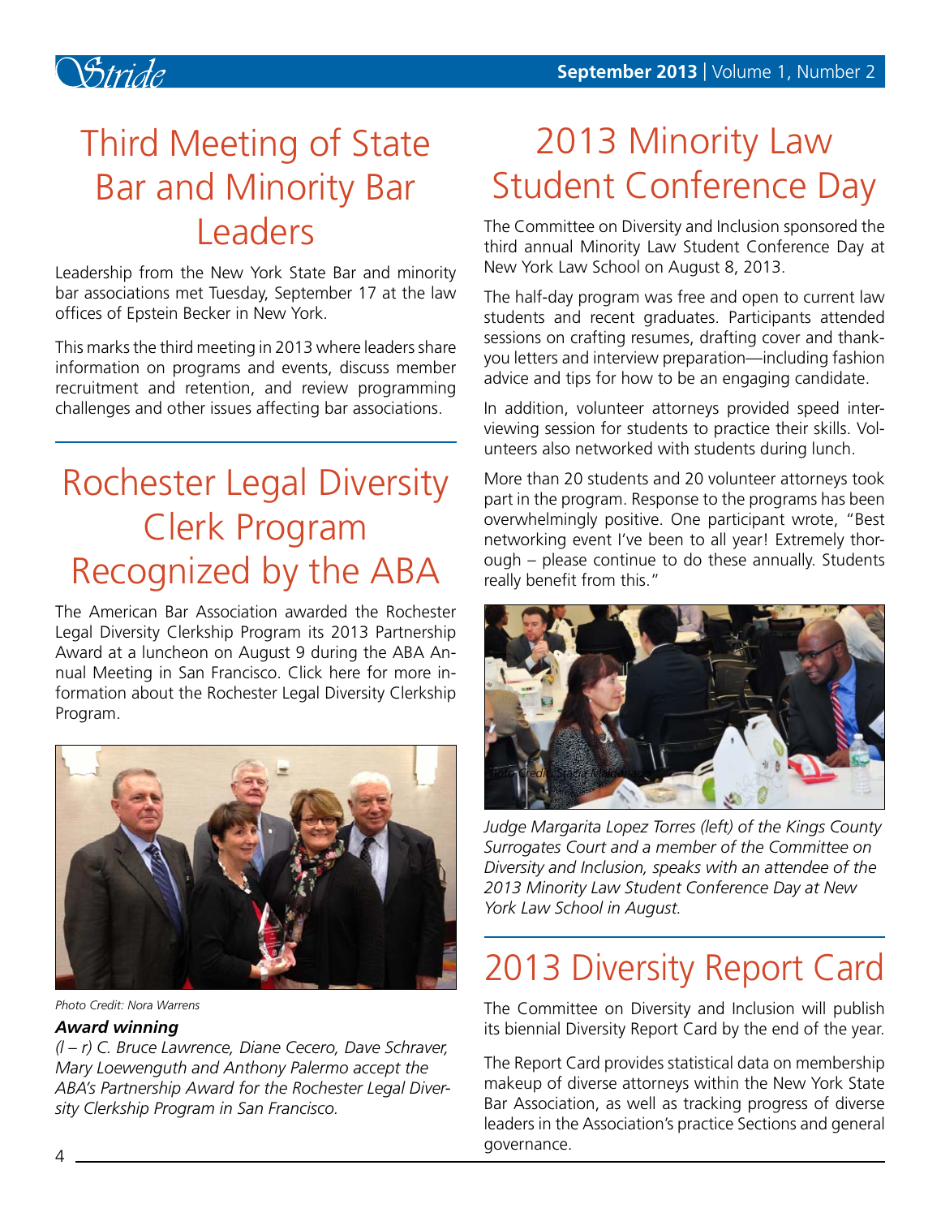# Third Meeting of State Bar and Minority Bar Leaders

Leadership from the New York State Bar and minority bar associations met Tuesday, September 17 at the law offices of Epstein Becker in New York.

This marks the third meeting in 2013 where leaders share information on programs and events, discuss member recruitment and retention, and review programming challenges and other issues affecting bar associations.

# Rochester Legal Diversity Clerk Program Recognized by the ABA

The American Bar Association awarded the Rochester Legal Diversity Clerkship Program its 2013 Partnership Award at a luncheon on August 9 during the ABA Annual Meeting in San Francisco. Click here for more information about the Rochester Legal Diversity Clerkship Program.

Photo Credit: Nora Warrens

***Award winning***

*(l – r) C. Bruce Lawrence, Diane Cecero, Dave Schraver, Mary Loewenguth and Anthony Palermo accept the ABA's Partnership Award for the Rochester Legal Diversity Clerkship Program in San Francisco.*

# 2013 Minority Law Student Conference Day

The Committee on Diversity and Inclusion sponsored the third annual Minority Law Student Conference Day at New York Law School on August 8, 2013.

The half-day program was free and open to current law students and recent graduates. Participants attended sessions on crafting resumes, drafting cover and thank-you letters and interview preparation—including fashion advice and tips for how to be an engaging candidate.

In addition, volunteer attorneys provided speed interviewing session for students to practice their skills. Volunteers also networked with students during lunch.

More than 20 students and 20 volunteer attorneys took part in the program. Response to the programs has been overwhelmingly positive. One participant wrote, "Best networking event I've been to all year! Extremely thorough – please continue to do these annually. Students really benefit from this."

Photo Credit: Stacia Maldonado

*Judge Margarita Lopez Torres (left) of the Kings County Surrogates Court and a member of the Committee on Diversity and Inclusion, speaks with an attendee of the 2013 Minority Law Student Conference Day at New York Law School in August.*

# 2013 Diversity Report Card

The Committee on Diversity and Inclusion will publish its biennial Diversity Report Card by the end of the year.

The Report Card provides statistical data on membership makeup of diverse attorneys within the New York State Bar Association, as well as tracking progress of diverse leaders in the Association's practice Sections and general governance.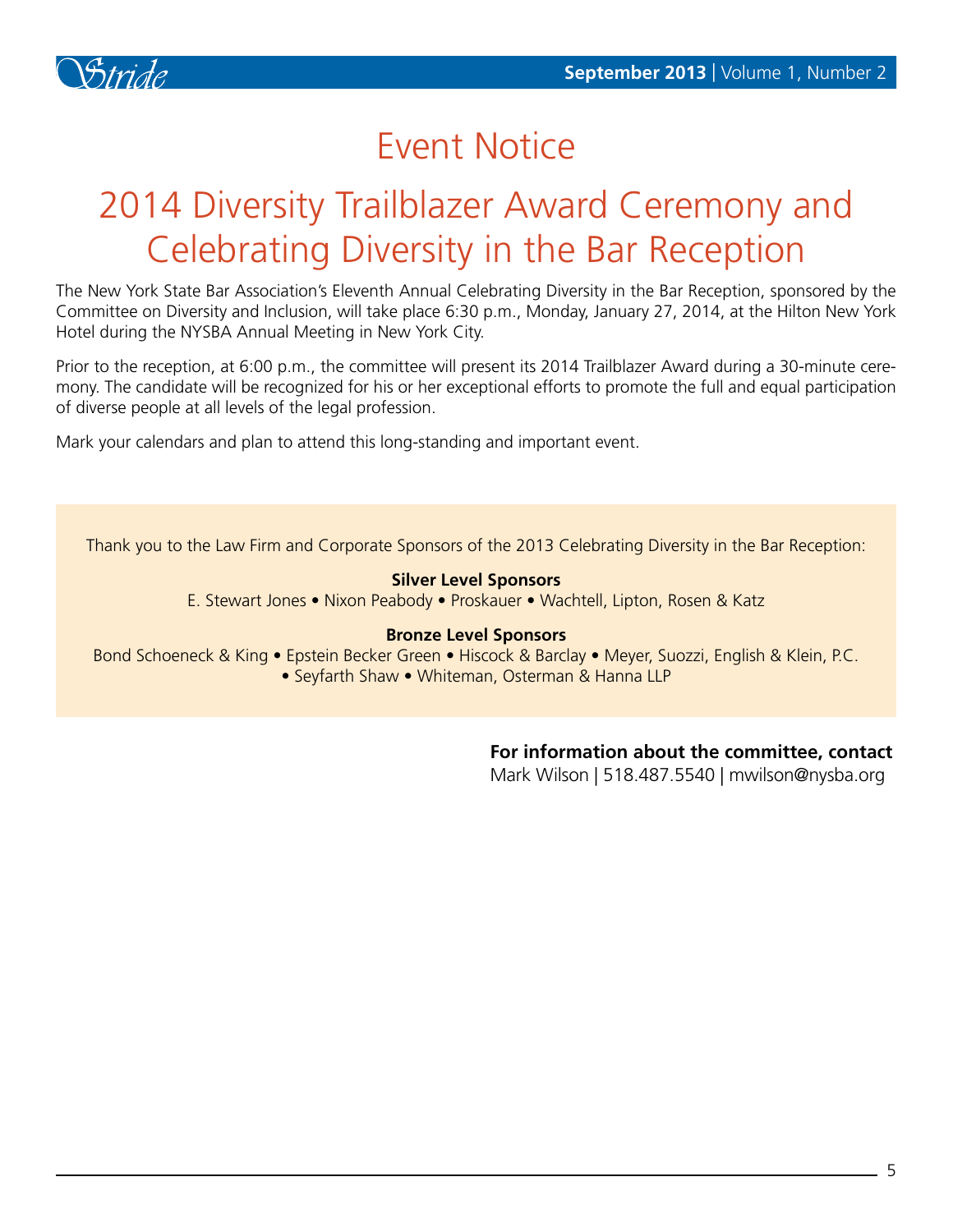# Event Notice

## 2014 Diversity Trailblazer Award Ceremony and Celebrating Diversity in the Bar Reception

The New York State Bar Association's Eleventh Annual Celebrating Diversity in the Bar Reception, sponsored by the Committee on Diversity and Inclusion, will take place 6:30 p.m., Monday, January 27, 2014, at the Hilton New York Hotel during the NYSBA Annual Meeting in New York City.

Prior to the reception, at 6:00 p.m., the committee will present its 2014 Trailblazer Award during a 30-minute ceremony. The candidate will be recognized for his or her exceptional efforts to promote the full and equal participation of diverse people at all levels of the legal profession.

Mark your calendars and plan to attend this long-standing and important event.

Thank you to the Law Firm and Corporate Sponsors of the 2013 Celebrating Diversity in the Bar Reception:

**Silver Level Sponsors**

E. Stewart Jones • Nixon Peabody • Proskauer • Wachtell, Lipton, Rosen & Katz

**Bronze Level Sponsors**

Bond Schoeneck & King • Epstein Becker Green • Hiscock & Barclay • Meyer, Suozzi, English & Klein, P.C. • Seyfarth Shaw • Whiteman, Osterman & Hanna LLP

**For information about the committee, contact**

Mark Wilson | 518.487.5540 | mwilson@nysba.org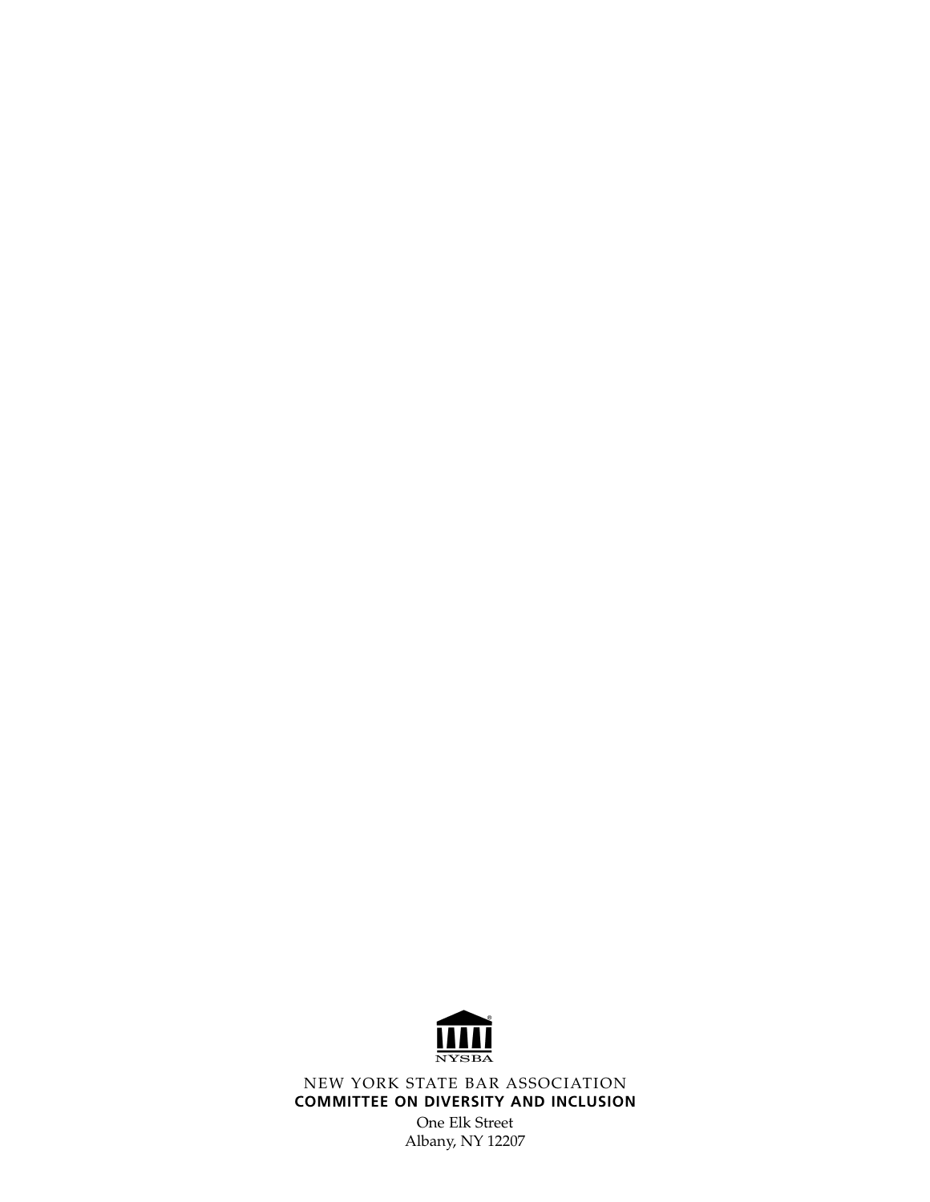NYSBA

NEW YORK STATE BAR ASSOCIATION

**COMMITTEE ON DIVERSITY AND INCLUSION**

One Elk Street
Albany, NY 12207